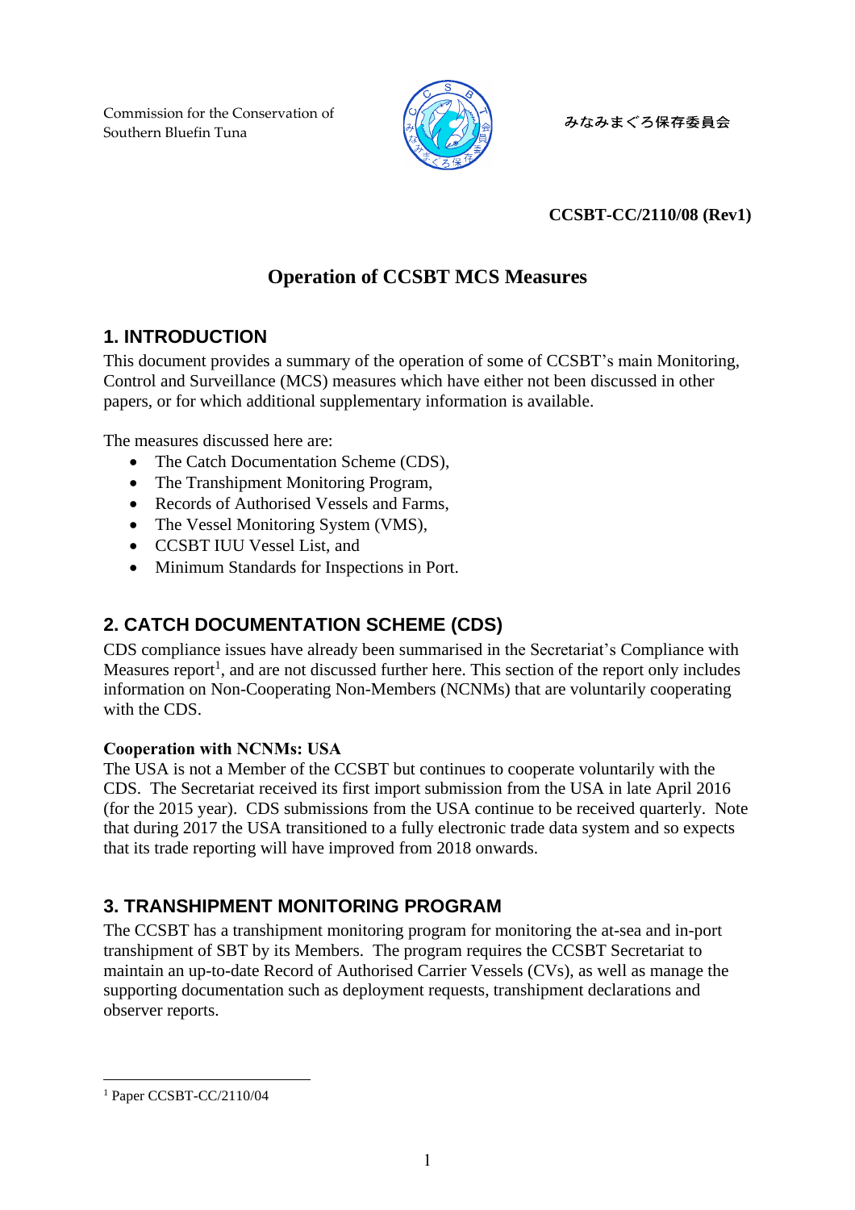Commission for the Conservation of Southern Bluefin Tuna

みなみまぐろ保存委員会

**CCSBT-CC/2110/08 (Rev1)**

# Operation of CCSBT MCS Measures

## 1. INTRODUCTION

This document provides a summary of the operation of some of CCSBT's main Monitoring, Control and Surveillance (MCS) measures which have either not been discussed in other papers, or for which additional supplementary information is available.

The measures discussed here are:

- The Catch Documentation Scheme (CDS),
- The Transhipment Monitoring Program,
- Records of Authorised Vessels and Farms,
- The Vessel Monitoring System (VMS),
- CCSBT IUU Vessel List, and
- Minimum Standards for Inspections in Port.

## 2. CATCH DOCUMENTATION SCHEME (CDS)

CDS compliance issues have already been summarised in the Secretariat's Compliance with Measures report[1], and are not discussed further here. This section of the report only includes information on Non-Cooperating Non-Members (NCNMs) that are voluntarily cooperating with the CDS.

**Cooperation with NCNMs: USA**

The USA is not a Member of the CCSBT but continues to cooperate voluntarily with the CDS. The Secretariat received its first import submission from the USA in late April 2016 (for the 2015 year). CDS submissions from the USA continue to be received quarterly. Note that during 2017 the USA transitioned to a fully electronic trade data system and so expects that its trade reporting will have improved from 2018 onwards.

## 3. TRANSHIPMENT MONITORING PROGRAM

The CCSBT has a transhipment monitoring program for monitoring the at-sea and in-port transhipment of SBT by its Members. The program requires the CCSBT Secretariat to maintain an up-to-date Record of Authorised Carrier Vessels (CVs), as well as manage the supporting documentation such as deployment requests, transhipment declarations and observer reports.

[1] Paper CCSBT-CC/2110/04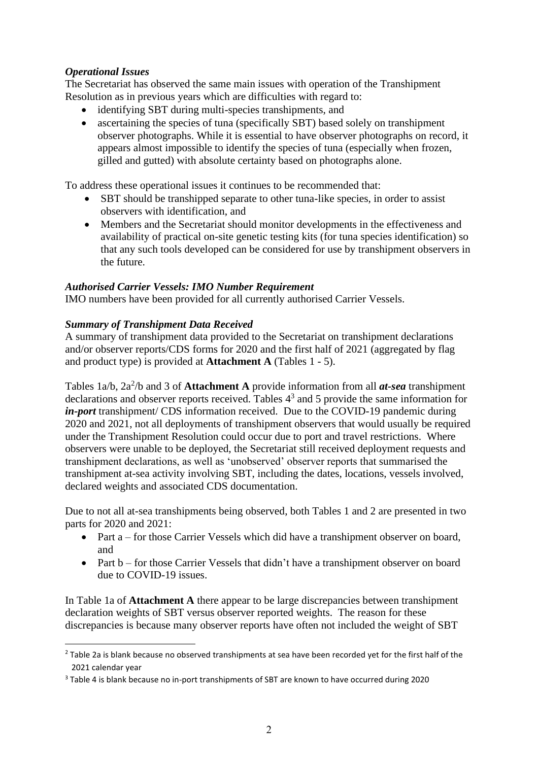### *Operational Issues*

The Secretariat has observed the same main issues with operation of the Transhipment Resolution as in previous years which are difficulties with regard to:

- identifying SBT during multi-species transhipments, and
- ascertaining the species of tuna (specifically SBT) based solely on transhipment observer photographs. While it is essential to have observer photographs on record, it appears almost impossible to identify the species of tuna (especially when frozen, gilled and gutted) with absolute certainty based on photographs alone.

To address these operational issues it continues to be recommended that:

- SBT should be transhipped separate to other tuna-like species, in order to assist observers with identification, and
- Members and the Secretariat should monitor developments in the effectiveness and availability of practical on-site genetic testing kits (for tuna species identification) so that any such tools developed can be considered for use by transhipment observers in the future.

### *Authorised Carrier Vessels: IMO Number Requirement*

IMO numbers have been provided for all currently authorised Carrier Vessels.

### *Summary of Transhipment Data Received*

A summary of transhipment data provided to the Secretariat on transhipment declarations and/or observer reports/CDS forms for 2020 and the first half of 2021 (aggregated by flag and product type) is provided at **Attachment A** (Tables 1 - 5).

Tables 1a/b, 2a[2]/b and 3 of **Attachment A** provide information from all ***at-sea*** transhipment declarations and observer reports received. Tables 4[3] and 5 provide the same information for ***in-port*** transhipment/ CDS information received. Due to the COVID-19 pandemic during 2020 and 2021, not all deployments of transhipment observers that would usually be required under the Transhipment Resolution could occur due to port and travel restrictions. Where observers were unable to be deployed, the Secretariat still received deployment requests and transhipment declarations, as well as 'unobserved' observer reports that summarised the transhipment at-sea activity involving SBT, including the dates, locations, vessels involved, declared weights and associated CDS documentation.

Due to not all at-sea transhipments being observed, both Tables 1 and 2 are presented in two parts for 2020 and 2021:

- Part a – for those Carrier Vessels which did have a transhipment observer on board, and
- Part b – for those Carrier Vessels that didn't have a transhipment observer on board due to COVID-19 issues.

In Table 1a of **Attachment A** there appear to be large discrepancies between transhipment declaration weights of SBT versus observer reported weights. The reason for these discrepancies is because many observer reports have often not included the weight of SBT

---

[2] Table 2a is blank because no observed transhipments at sea have been recorded yet for the first half of the 2021 calendar year

[3] Table 4 is blank because no in-port transhipments of SBT are known to have occurred during 2020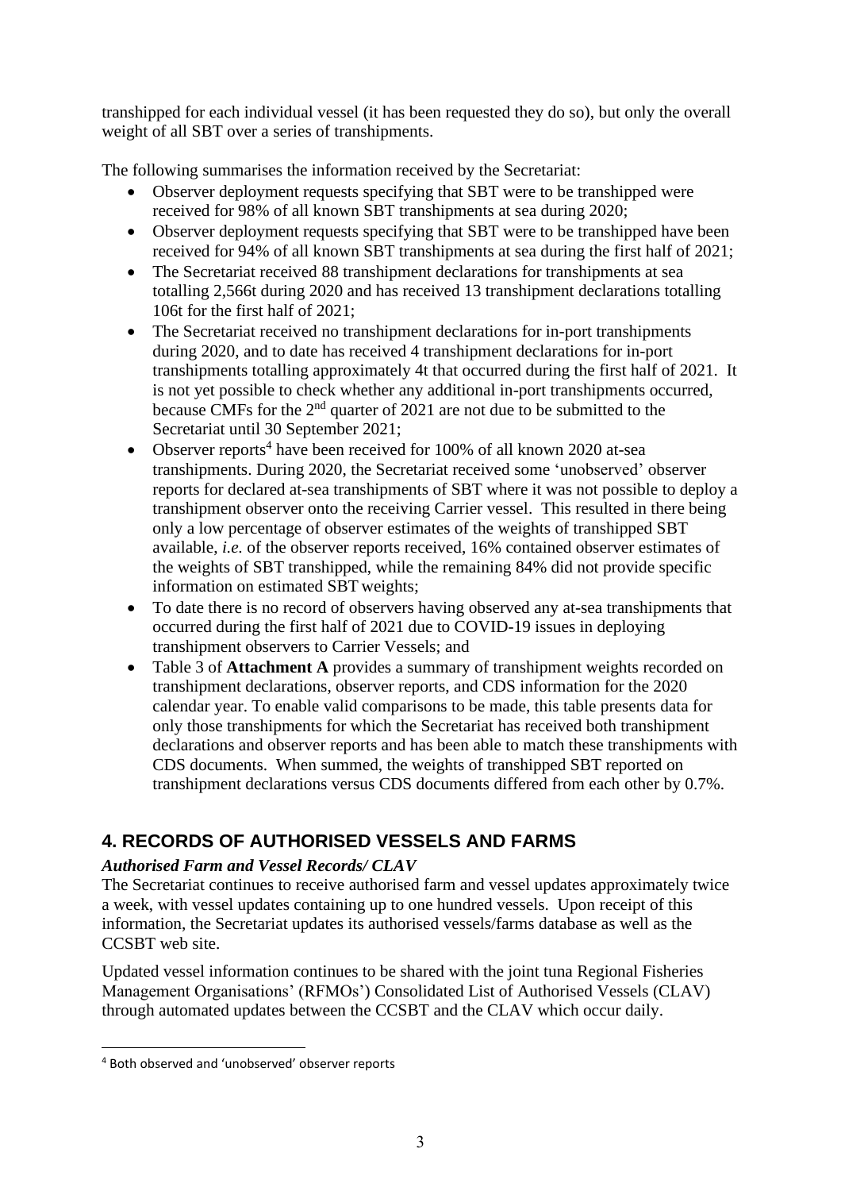transhipped for each individual vessel (it has been requested they do so), but only the overall weight of all SBT over a series of transhipments.

The following summarises the information received by the Secretariat:

- Observer deployment requests specifying that SBT were to be transhipped were received for 98% of all known SBT transhipments at sea during 2020;
- Observer deployment requests specifying that SBT were to be transhipped have been received for 94% of all known SBT transhipments at sea during the first half of 2021;
- The Secretariat received 88 transhipment declarations for transhipments at sea totalling 2,566t during 2020 and has received 13 transhipment declarations totalling 106t for the first half of 2021;
- The Secretariat received no transhipment declarations for in-port transhipments during 2020, and to date has received 4 transhipment declarations for in-port transhipments totalling approximately 4t that occurred during the first half of 2021. It is not yet possible to check whether any additional in-port transhipments occurred, because CMFs for the 2nd quarter of 2021 are not due to be submitted to the Secretariat until 30 September 2021;
- Observer reports[4] have been received for 100% of all known 2020 at-sea transhipments. During 2020, the Secretariat received some 'unobserved' observer reports for declared at-sea transhipments of SBT where it was not possible to deploy a transhipment observer onto the receiving Carrier vessel. This resulted in there being only a low percentage of observer estimates of the weights of transhipped SBT available, *i.e.* of the observer reports received, 16% contained observer estimates of the weights of SBT transhipped, while the remaining 84% did not provide specific information on estimated SBT weights;
- To date there is no record of observers having observed any at-sea transhipments that occurred during the first half of 2021 due to COVID-19 issues in deploying transhipment observers to Carrier Vessels; and
- Table 3 of **Attachment A** provides a summary of transhipment weights recorded on transhipment declarations, observer reports, and CDS information for the 2020 calendar year. To enable valid comparisons to be made, this table presents data for only those transhipments for which the Secretariat has received both transhipment declarations and observer reports and has been able to match these transhipments with CDS documents. When summed, the weights of transhipped SBT reported on transhipment declarations versus CDS documents differed from each other by 0.7%.

## 4. RECORDS OF AUTHORISED VESSELS AND FARMS

### *Authorised Farm and Vessel Records/ CLAV*

The Secretariat continues to receive authorised farm and vessel updates approximately twice a week, with vessel updates containing up to one hundred vessels. Upon receipt of this information, the Secretariat updates its authorised vessels/farms database as well as the CCSBT web site.

Updated vessel information continues to be shared with the joint tuna Regional Fisheries Management Organisations' (RFMOs') Consolidated List of Authorised Vessels (CLAV) through automated updates between the CCSBT and the CLAV which occur daily.

[4] Both observed and 'unobserved' observer reports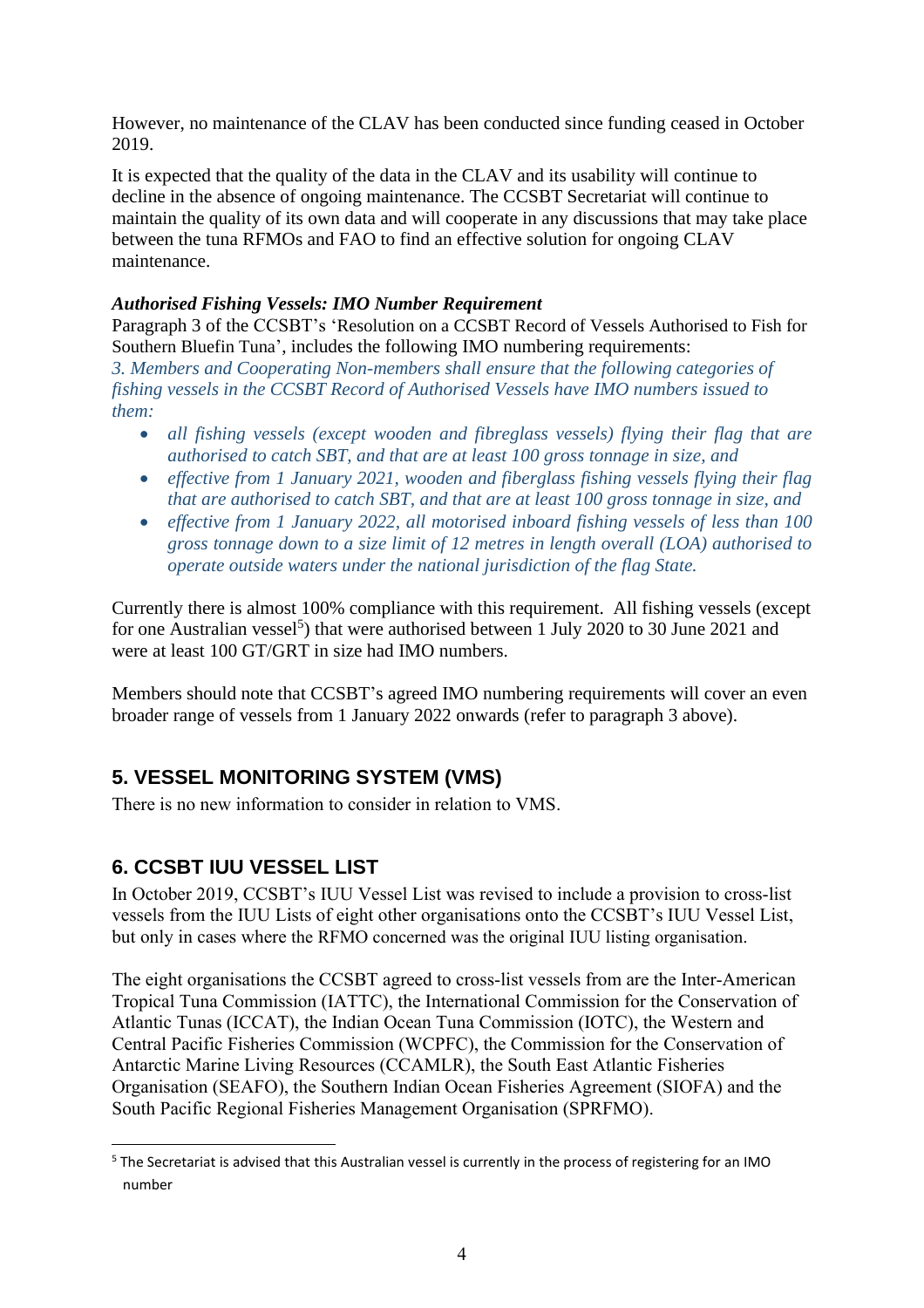However, no maintenance of the CLAV has been conducted since funding ceased in October 2019.

It is expected that the quality of the data in the CLAV and its usability will continue to decline in the absence of ongoing maintenance. The CCSBT Secretariat will continue to maintain the quality of its own data and will cooperate in any discussions that may take place between the tuna RFMOs and FAO to find an effective solution for ongoing CLAV maintenance.

***Authorised Fishing Vessels: IMO Number Requirement***

Paragraph 3 of the CCSBT's 'Resolution on a CCSBT Record of Vessels Authorised to Fish for Southern Bluefin Tuna', includes the following IMO numbering requirements:

*3. Members and Cooperating Non-members shall ensure that the following categories of fishing vessels in the CCSBT Record of Authorised Vessels have IMO numbers issued to them:*

- *all fishing vessels (except wooden and fibreglass vessels) flying their flag that are authorised to catch SBT, and that are at least 100 gross tonnage in size, and*
- *effective from 1 January 2021, wooden and fiberglass fishing vessels flying their flag that are authorised to catch SBT, and that are at least 100 gross tonnage in size, and*
- *effective from 1 January 2022, all motorised inboard fishing vessels of less than 100 gross tonnage down to a size limit of 12 metres in length overall (LOA) authorised to operate outside waters under the national jurisdiction of the flag State.*

Currently there is almost 100% compliance with this requirement. All fishing vessels (except for one Australian vessel[5]) that were authorised between 1 July 2020 to 30 June 2021 and were at least 100 GT/GRT in size had IMO numbers.

Members should note that CCSBT's agreed IMO numbering requirements will cover an even broader range of vessels from 1 January 2022 onwards (refer to paragraph 3 above).

## 5. VESSEL MONITORING SYSTEM (VMS)

There is no new information to consider in relation to VMS.

## 6. CCSBT IUU VESSEL LIST

In October 2019, CCSBT's IUU Vessel List was revised to include a provision to cross-list vessels from the IUU Lists of eight other organisations onto the CCSBT's IUU Vessel List, but only in cases where the RFMO concerned was the original IUU listing organisation.

The eight organisations the CCSBT agreed to cross-list vessels from are the Inter-American Tropical Tuna Commission (IATTC), the International Commission for the Conservation of Atlantic Tunas (ICCAT), the Indian Ocean Tuna Commission (IOTC), the Western and Central Pacific Fisheries Commission (WCPFC), the Commission for the Conservation of Antarctic Marine Living Resources (CCAMLR), the South East Atlantic Fisheries Organisation (SEAFO), the Southern Indian Ocean Fisheries Agreement (SIOFA) and the South Pacific Regional Fisheries Management Organisation (SPRFMO).

---

[5] The Secretariat is advised that this Australian vessel is currently in the process of registering for an IMO number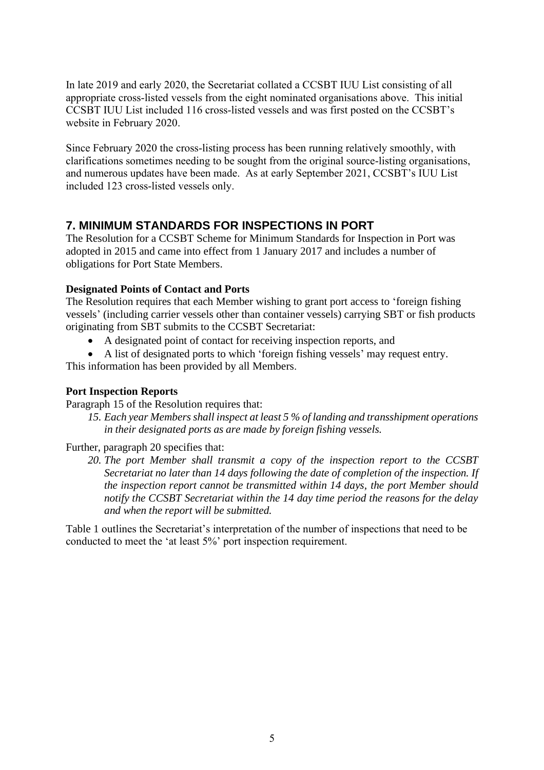In late 2019 and early 2020, the Secretariat collated a CCSBT IUU List consisting of all appropriate cross-listed vessels from the eight nominated organisations above. This initial CCSBT IUU List included 116 cross-listed vessels and was first posted on the CCSBT's website in February 2020.

Since February 2020 the cross-listing process has been running relatively smoothly, with clarifications sometimes needing to be sought from the original source-listing organisations, and numerous updates have been made. As at early September 2021, CCSBT's IUU List included 123 cross-listed vessels only.

## 7. MINIMUM STANDARDS FOR INSPECTIONS IN PORT

The Resolution for a CCSBT Scheme for Minimum Standards for Inspection in Port was adopted in 2015 and came into effect from 1 January 2017 and includes a number of obligations for Port State Members.

**Designated Points of Contact and Ports**

The Resolution requires that each Member wishing to grant port access to 'foreign fishing vessels' (including carrier vessels other than container vessels) carrying SBT or fish products originating from SBT submits to the CCSBT Secretariat:

- A designated point of contact for receiving inspection reports, and
- A list of designated ports to which 'foreign fishing vessels' may request entry.

This information has been provided by all Members.

**Port Inspection Reports**

Paragraph 15 of the Resolution requires that:

> *15. Each year Members shall inspect at least 5 % of landing and transshipment operations in their designated ports as are made by foreign fishing vessels.*

Further, paragraph 20 specifies that:

> *20. The port Member shall transmit a copy of the inspection report to the CCSBT Secretariat no later than 14 days following the date of completion of the inspection. If the inspection report cannot be transmitted within 14 days, the port Member should notify the CCSBT Secretariat within the 14 day time period the reasons for the delay and when the report will be submitted.*

Table 1 outlines the Secretariat's interpretation of the number of inspections that need to be conducted to meet the 'at least 5%' port inspection requirement.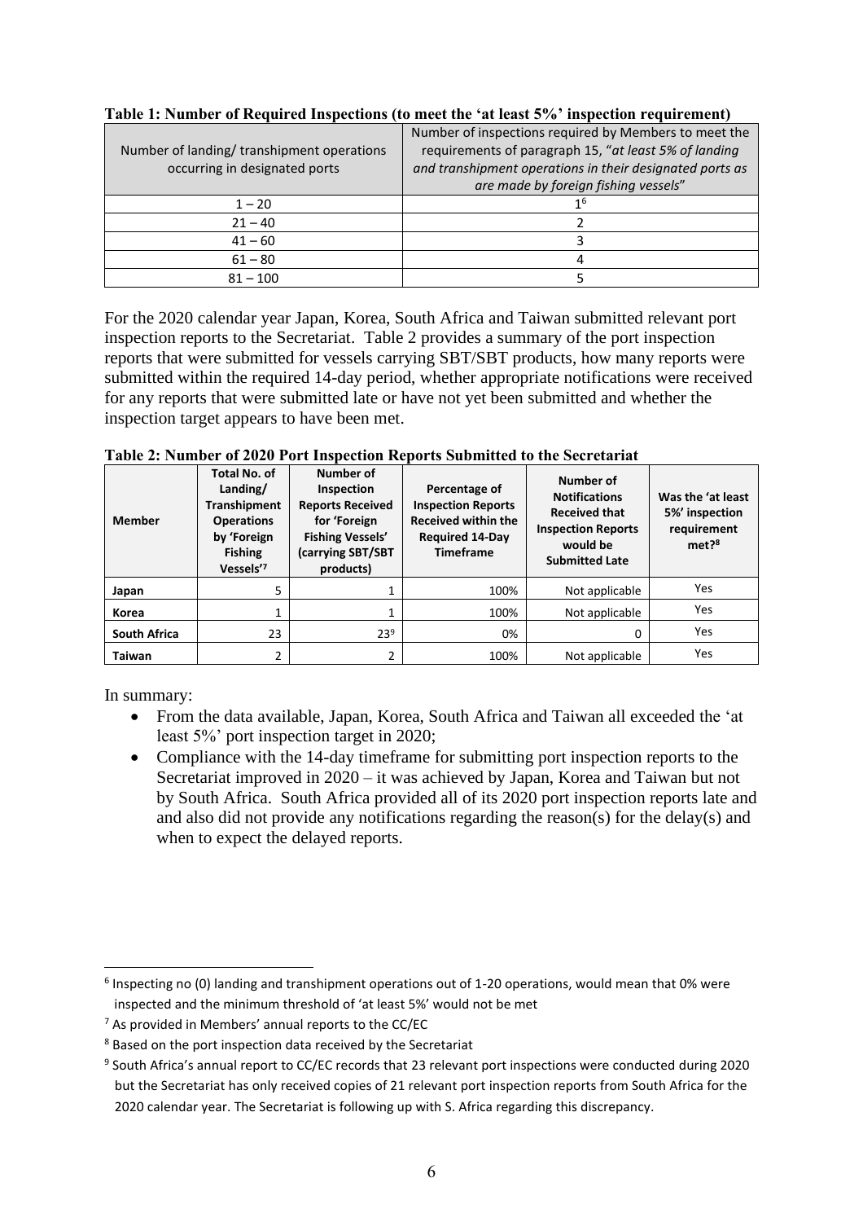**Table 1: Number of Required Inspections (to meet the 'at least 5%' inspection requirement)**

| Number of landing/ transhipment operations occurring in designated ports | Number of inspections required by Members to meet the requirements of paragraph 15, "*at least 5% of landing and transhipment operations in their designated ports as are made by foreign fishing vessels*" |
|---|---|
| 1 – 20 | 1[6] |
| 21 – 40 | 2 |
| 41 – 60 | 3 |
| 61 – 80 | 4 |
| 81 – 100 | 5 |

For the 2020 calendar year Japan, Korea, South Africa and Taiwan submitted relevant port inspection reports to the Secretariat. Table 2 provides a summary of the port inspection reports that were submitted for vessels carrying SBT/SBT products, how many reports were submitted within the required 14-day period, whether appropriate notifications were received for any reports that were submitted late or have not yet been submitted and whether the inspection target appears to have been met.

**Table 2: Number of 2020 Port Inspection Reports Submitted to the Secretariat**

| Member | Total No. of Landing/ Transhipment Operations by 'Foreign Fishing Vessels'[7] | Number of Inspection Reports Received for 'Foreign Fishing Vessels' (carrying SBT/SBT products) | Percentage of Inspection Reports Received within the Required 14-Day Timeframe | Number of Notifications Received that Inspection Reports would be Submitted Late | Was the 'at least 5%' inspection requirement met?[8] |
|---|---|---|---|---|---|
| **Japan** | 5 | 1 | 100% | Not applicable | Yes |
| **Korea** | 1 | 1 | 100% | Not applicable | Yes |
| **South Africa** | 23 | 23[9] | 0% | 0 | Yes |
| **Taiwan** | 2 | 2 | 100% | Not applicable | Yes |

In summary:

- From the data available, Japan, Korea, South Africa and Taiwan all exceeded the 'at least 5%' port inspection target in 2020;
- Compliance with the 14-day timeframe for submitting port inspection reports to the Secretariat improved in 2020 – it was achieved by Japan, Korea and Taiwan but not by South Africa. South Africa provided all of its 2020 port inspection reports late and and also did not provide any notifications regarding the reason(s) for the delay(s) and when to expect the delayed reports.

---

[6] Inspecting no (0) landing and transhipment operations out of 1-20 operations, would mean that 0% were inspected and the minimum threshold of 'at least 5%' would not be met

[7] As provided in Members' annual reports to the CC/EC

[8] Based on the port inspection data received by the Secretariat

[9] South Africa's annual report to CC/EC records that 23 relevant port inspections were conducted during 2020 but the Secretariat has only received copies of 21 relevant port inspection reports from South Africa for the 2020 calendar year. The Secretariat is following up with S. Africa regarding this discrepancy.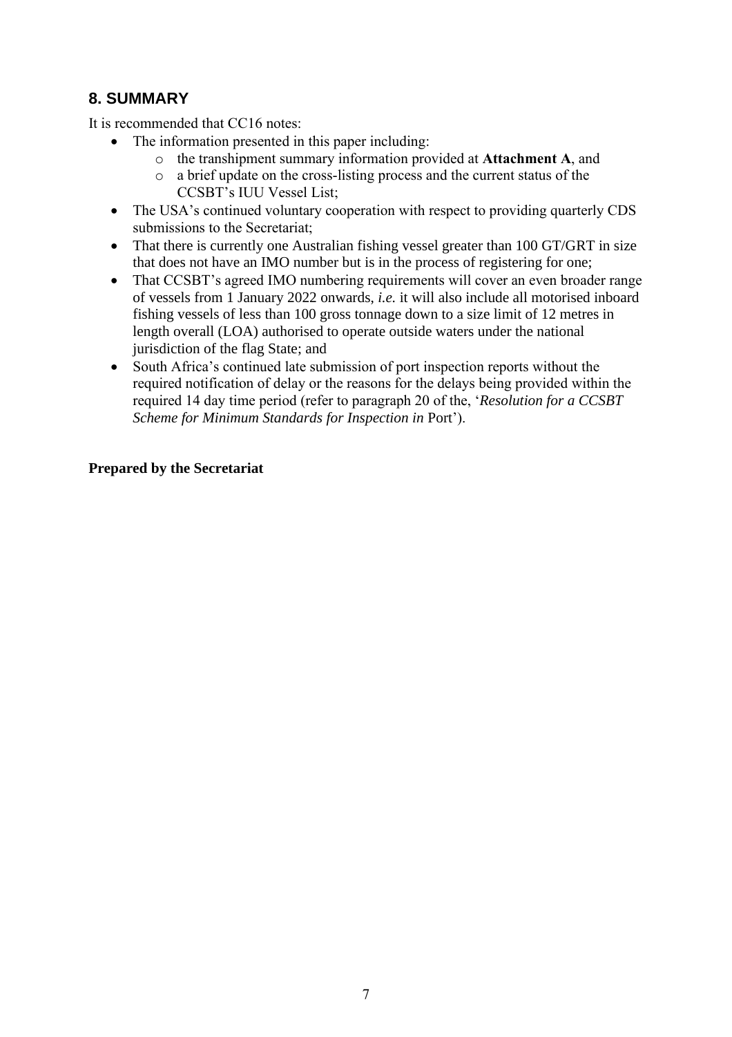## 8. SUMMARY

It is recommended that CC16 notes:

- The information presented in this paper including:
    - the transhipment summary information provided at **Attachment A**, and
    - a brief update on the cross-listing process and the current status of the CCSBT's IUU Vessel List;
- The USA's continued voluntary cooperation with respect to providing quarterly CDS submissions to the Secretariat;
- That there is currently one Australian fishing vessel greater than 100 GT/GRT in size that does not have an IMO number but is in the process of registering for one;
- That CCSBT's agreed IMO numbering requirements will cover an even broader range of vessels from 1 January 2022 onwards, *i.e.* it will also include all motorised inboard fishing vessels of less than 100 gross tonnage down to a size limit of 12 metres in length overall (LOA) authorised to operate outside waters under the national jurisdiction of the flag State; and
- South Africa's continued late submission of port inspection reports without the required notification of delay or the reasons for the delays being provided within the required 14 day time period (refer to paragraph 20 of the, '*Resolution for a CCSBT Scheme for Minimum Standards for Inspection in* Port').

**Prepared by the Secretariat**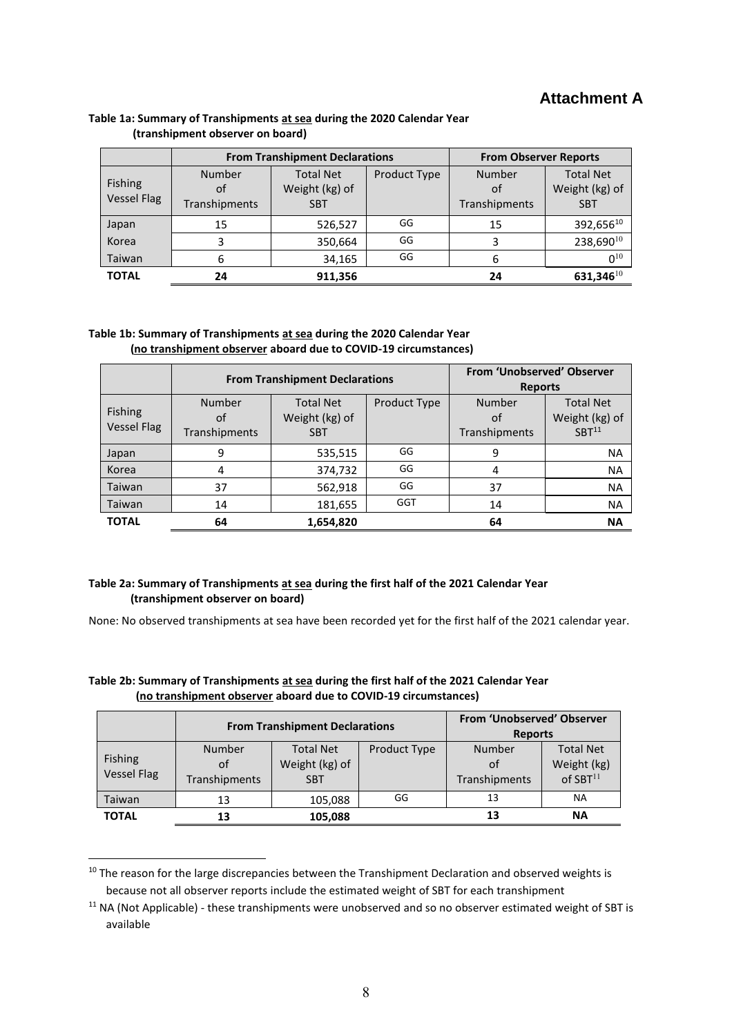# Attachment A

**Table 1a: Summary of Transhipments at sea during the 2020 Calendar Year (transhipment observer on board)**

| | From Transhipment Declarations | | | From Observer Reports | |
|---|---|---|---|---|---|
| Fishing Vessel Flag | Number of Transhipments | Total Net Weight (kg) of SBT | Product Type | Number of Transhipments | Total Net Weight (kg) of SBT |
| Japan | 15 | 526,527 | GG | 15 | 392,656[10] |
| Korea | 3 | 350,664 | GG | 3 | 238,690[10] |
| Taiwan | 6 | 34,165 | GG | 6 | 0[10] |
| **TOTAL** | **24** | **911,356** | | **24** | **631,346**[10] |

**Table 1b: Summary of Transhipments at sea during the 2020 Calendar Year (no transhipment observer aboard due to COVID-19 circumstances)**

| | From Transhipment Declarations | | | From 'Unobserved' Observer Reports | |
|---|---|---|---|---|---|
| Fishing Vessel Flag | Number of Transhipments | Total Net Weight (kg) of SBT | Product Type | Number of Transhipments | Total Net Weight (kg) of SBT[11] |
| Japan | 9 | 535,515 | GG | 9 | NA |
| Korea | 4 | 374,732 | GG | 4 | NA |
| Taiwan | 37 | 562,918 | GG | 37 | NA |
| Taiwan | 14 | 181,655 | GGT | 14 | NA |
| **TOTAL** | **64** | **1,654,820** | | **64** | **NA** |

**Table 2a: Summary of Transhipments at sea during the first half of the 2021 Calendar Year (transhipment observer on board)**

None: No observed transhipments at sea have been recorded yet for the first half of the 2021 calendar year.

**Table 2b: Summary of Transhipments at sea during the first half of the 2021 Calendar Year (no transhipment observer aboard due to COVID-19 circumstances)**

| | From Transhipment Declarations | | | From 'Unobserved' Observer Reports | |
|---|---|---|---|---|---|
| Fishing Vessel Flag | Number of Transhipments | Total Net Weight (kg) of SBT | Product Type | Number of Transhipments | Total Net Weight (kg) of SBT[11] |
| Taiwan | 13 | 105,088 | GG | 13 | NA |
| **TOTAL** | **13** | **105,088** | | **13** | **NA** |

[10] The reason for the large discrepancies between the Transhipment Declaration and observed weights is because not all observer reports include the estimated weight of SBT for each transhipment

[11] NA (Not Applicable) - these transhipments were unobserved and so no observer estimated weight of SBT is available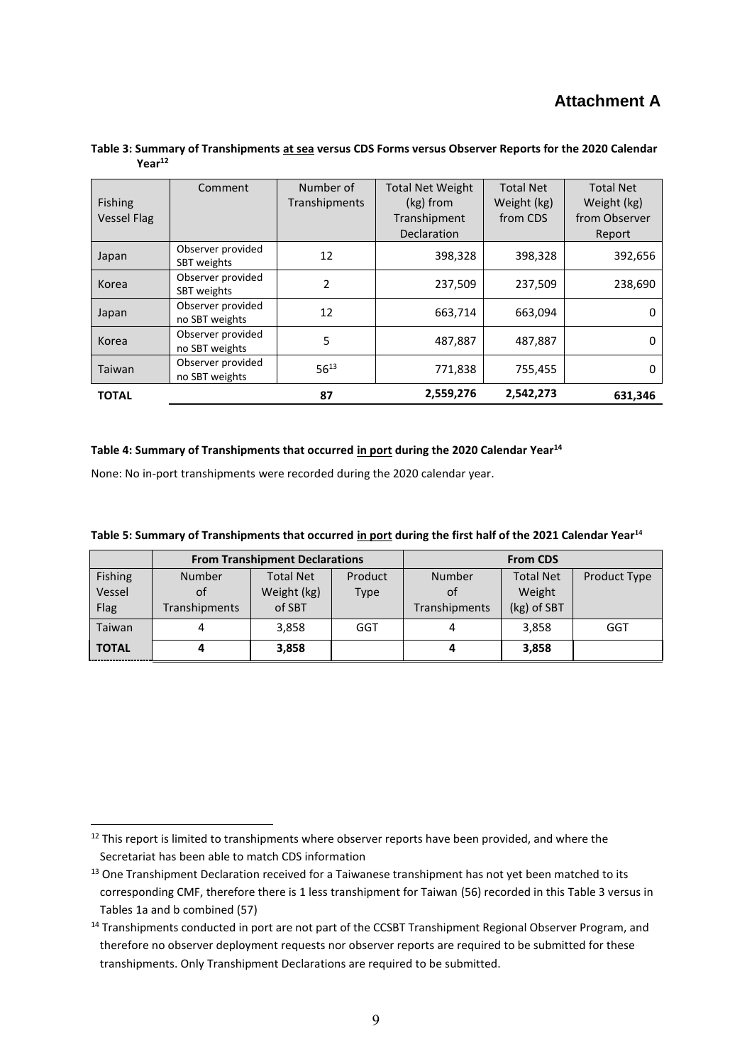# Attachment A

**Table 3: Summary of Transhipments at sea versus CDS Forms versus Observer Reports for the 2020 Calendar Year[12]**

| Fishing Vessel Flag | Comment | Number of Transhipments | Total Net Weight (kg) from Transhipment Declaration | Total Net Weight (kg) from CDS | Total Net Weight (kg) from Observer Report |
|---|---|---|---|---|---|
| Japan | Observer provided SBT weights | 12 | 398,328 | 398,328 | 392,656 |
| Korea | Observer provided SBT weights | 2 | 237,509 | 237,509 | 238,690 |
| Japan | Observer provided no SBT weights | 12 | 663,714 | 663,094 | 0 |
| Korea | Observer provided no SBT weights | 5 | 487,887 | 487,887 | 0 |
| Taiwan | Observer provided no SBT weights | 56[13] | 771,838 | 755,455 | 0 |
| **TOTAL** | | **87** | **2,559,276** | **2,542,273** | **631,346** |

**Table 4: Summary of Transhipments that occurred in port during the 2020 Calendar Year[14]**

None: No in-port transhipments were recorded during the 2020 calendar year.

**Table 5: Summary of Transhipments that occurred in port during the first half of the 2021 Calendar Year[14]**

| | **From Transhipment Declarations** | | | **From CDS** | | |
|---|---|---|---|---|---|---|
| Fishing Vessel Flag | Number of Transhipments | Total Net Weight (kg) of SBT | Product Type | Number of Transhipments | Total Net Weight (kg) of SBT | Product Type |
| Taiwan | 4 | 3,858 | GGT | 4 | 3,858 | GGT |
| **TOTAL** | **4** | **3,858** | | **4** | **3,858** | |

---

[12] This report is limited to transhipments where observer reports have been provided, and where the Secretariat has been able to match CDS information

[13] One Transhipment Declaration received for a Taiwanese transhipment has not yet been matched to its corresponding CMF, therefore there is 1 less transhipment for Taiwan (56) recorded in this Table 3 versus in Tables 1a and b combined (57)

[14] Transhipments conducted in port are not part of the CCSBT Transhipment Regional Observer Program, and therefore no observer deployment requests nor observer reports are required to be submitted for these transhipments. Only Transhipment Declarations are required to be submitted.